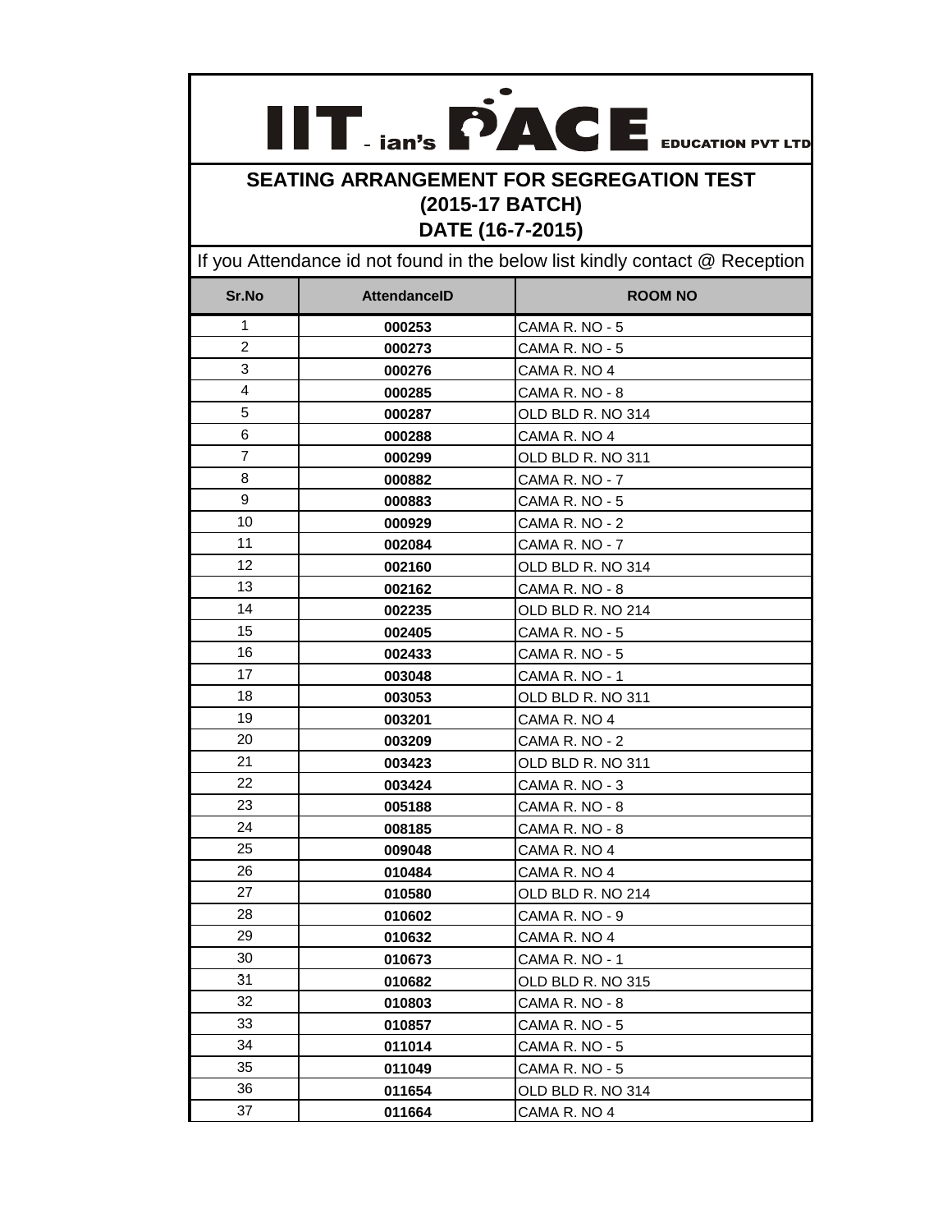# IIT - ian's PACE EDUCATION PVT LTD

## SEATING ARRANGEMENT FOR SEGREGATION TEST
## (2015-17 BATCH)
## DATE (16-7-2015)

If you Attendance id not found in the below list kindly contact @ Reception

| Sr.No | AttendanceID | ROOM NO |
|---|---|---|
| 1 | 000253 | CAMA R. NO - 5 |
| 2 | 000273 | CAMA R. NO - 5 |
| 3 | 000276 | CAMA R. NO 4 |
| 4 | 000285 | CAMA R. NO - 8 |
| 5 | 000287 | OLD BLD R. NO 314 |
| 6 | 000288 | CAMA R. NO 4 |
| 7 | 000299 | OLD BLD R. NO 311 |
| 8 | 000882 | CAMA R. NO - 7 |
| 9 | 000883 | CAMA R. NO - 5 |
| 10 | 000929 | CAMA R. NO - 2 |
| 11 | 002084 | CAMA R. NO - 7 |
| 12 | 002160 | OLD BLD R. NO 314 |
| 13 | 002162 | CAMA R. NO - 8 |
| 14 | 002235 | OLD BLD R. NO 214 |
| 15 | 002405 | CAMA R. NO - 5 |
| 16 | 002433 | CAMA R. NO - 5 |
| 17 | 003048 | CAMA R. NO - 1 |
| 18 | 003053 | OLD BLD R. NO 311 |
| 19 | 003201 | CAMA R. NO 4 |
| 20 | 003209 | CAMA R. NO - 2 |
| 21 | 003423 | OLD BLD R. NO 311 |
| 22 | 003424 | CAMA R. NO - 3 |
| 23 | 005188 | CAMA R. NO - 8 |
| 24 | 008185 | CAMA R. NO - 8 |
| 25 | 009048 | CAMA R. NO 4 |
| 26 | 010484 | CAMA R. NO 4 |
| 27 | 010580 | OLD BLD R. NO 214 |
| 28 | 010602 | CAMA R. NO - 9 |
| 29 | 010632 | CAMA R. NO 4 |
| 30 | 010673 | CAMA R. NO - 1 |
| 31 | 010682 | OLD BLD R. NO 315 |
| 32 | 010803 | CAMA R. NO - 8 |
| 33 | 010857 | CAMA R. NO - 5 |
| 34 | 011014 | CAMA R. NO - 5 |
| 35 | 011049 | CAMA R. NO - 5 |
| 36 | 011654 | OLD BLD R. NO 314 |
| 37 | 011664 | CAMA R. NO 4 |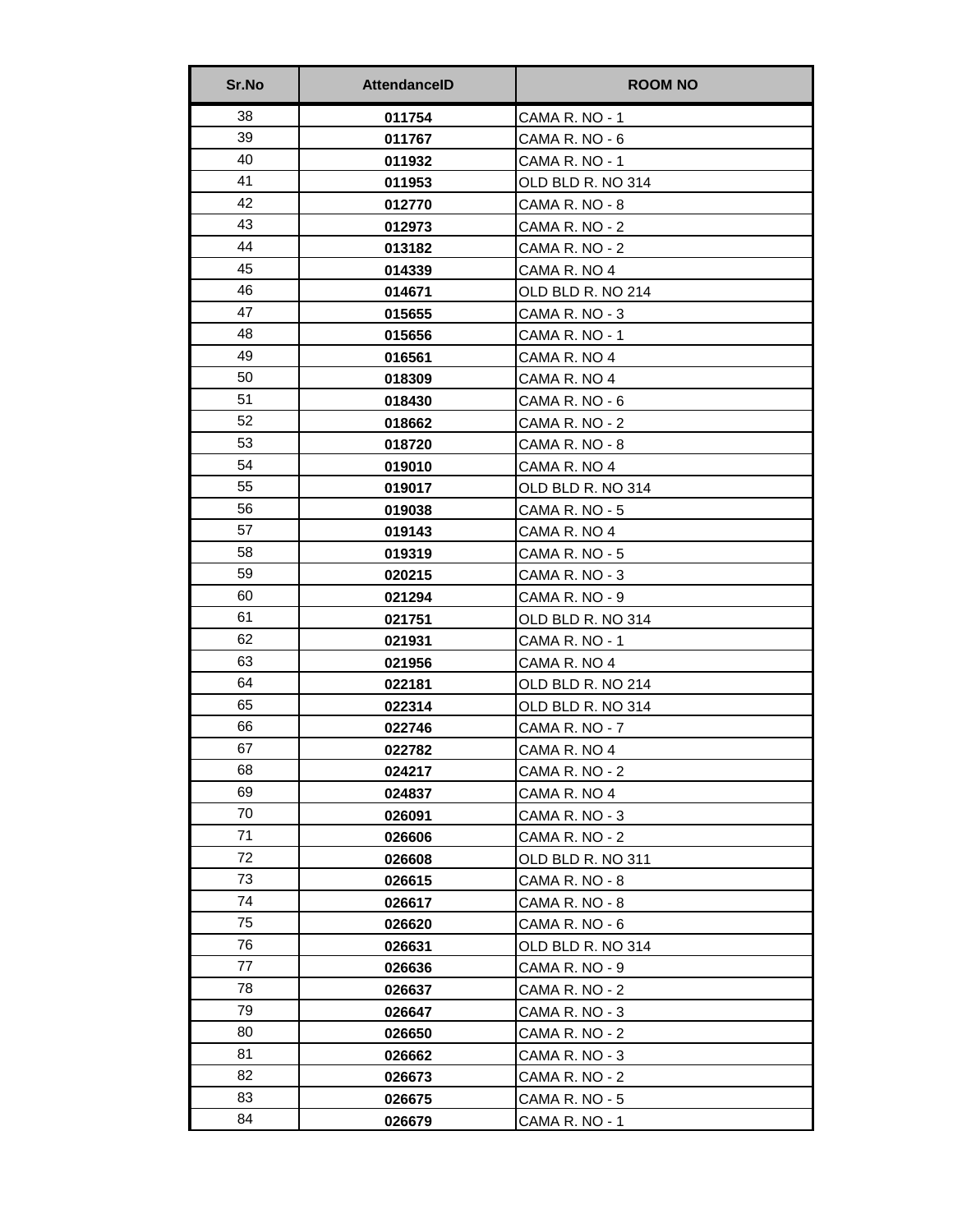| Sr.No | AttendanceID | ROOM NO |
|---|---|---|
| 38 | **011754** | CAMA R. NO - 1 |
| 39 | **011767** | CAMA R. NO - 6 |
| 40 | **011932** | CAMA R. NO - 1 |
| 41 | **011953** | OLD BLD R. NO 314 |
| 42 | **012770** | CAMA R. NO - 8 |
| 43 | **012973** | CAMA R. NO - 2 |
| 44 | **013182** | CAMA R. NO - 2 |
| 45 | **014339** | CAMA R. NO 4 |
| 46 | **014671** | OLD BLD R. NO 214 |
| 47 | **015655** | CAMA R. NO - 3 |
| 48 | **015656** | CAMA R. NO - 1 |
| 49 | **016561** | CAMA R. NO 4 |
| 50 | **018309** | CAMA R. NO 4 |
| 51 | **018430** | CAMA R. NO - 6 |
| 52 | **018662** | CAMA R. NO - 2 |
| 53 | **018720** | CAMA R. NO - 8 |
| 54 | **019010** | CAMA R. NO 4 |
| 55 | **019017** | OLD BLD R. NO 314 |
| 56 | **019038** | CAMA R. NO - 5 |
| 57 | **019143** | CAMA R. NO 4 |
| 58 | **019319** | CAMA R. NO - 5 |
| 59 | **020215** | CAMA R. NO - 3 |
| 60 | **021294** | CAMA R. NO - 9 |
| 61 | **021751** | OLD BLD R. NO 314 |
| 62 | **021931** | CAMA R. NO - 1 |
| 63 | **021956** | CAMA R. NO 4 |
| 64 | **022181** | OLD BLD R. NO 214 |
| 65 | **022314** | OLD BLD R. NO 314 |
| 66 | **022746** | CAMA R. NO - 7 |
| 67 | **022782** | CAMA R. NO 4 |
| 68 | **024217** | CAMA R. NO - 2 |
| 69 | **024837** | CAMA R. NO 4 |
| 70 | **026091** | CAMA R. NO - 3 |
| 71 | **026606** | CAMA R. NO - 2 |
| 72 | **026608** | OLD BLD R. NO 311 |
| 73 | **026615** | CAMA R. NO - 8 |
| 74 | **026617** | CAMA R. NO - 8 |
| 75 | **026620** | CAMA R. NO - 6 |
| 76 | **026631** | OLD BLD R. NO 314 |
| 77 | **026636** | CAMA R. NO - 9 |
| 78 | **026637** | CAMA R. NO - 2 |
| 79 | **026647** | CAMA R. NO - 3 |
| 80 | **026650** | CAMA R. NO - 2 |
| 81 | **026662** | CAMA R. NO - 3 |
| 82 | **026673** | CAMA R. NO - 2 |
| 83 | **026675** | CAMA R. NO - 5 |
| 84 | **026679** | CAMA R. NO - 1 |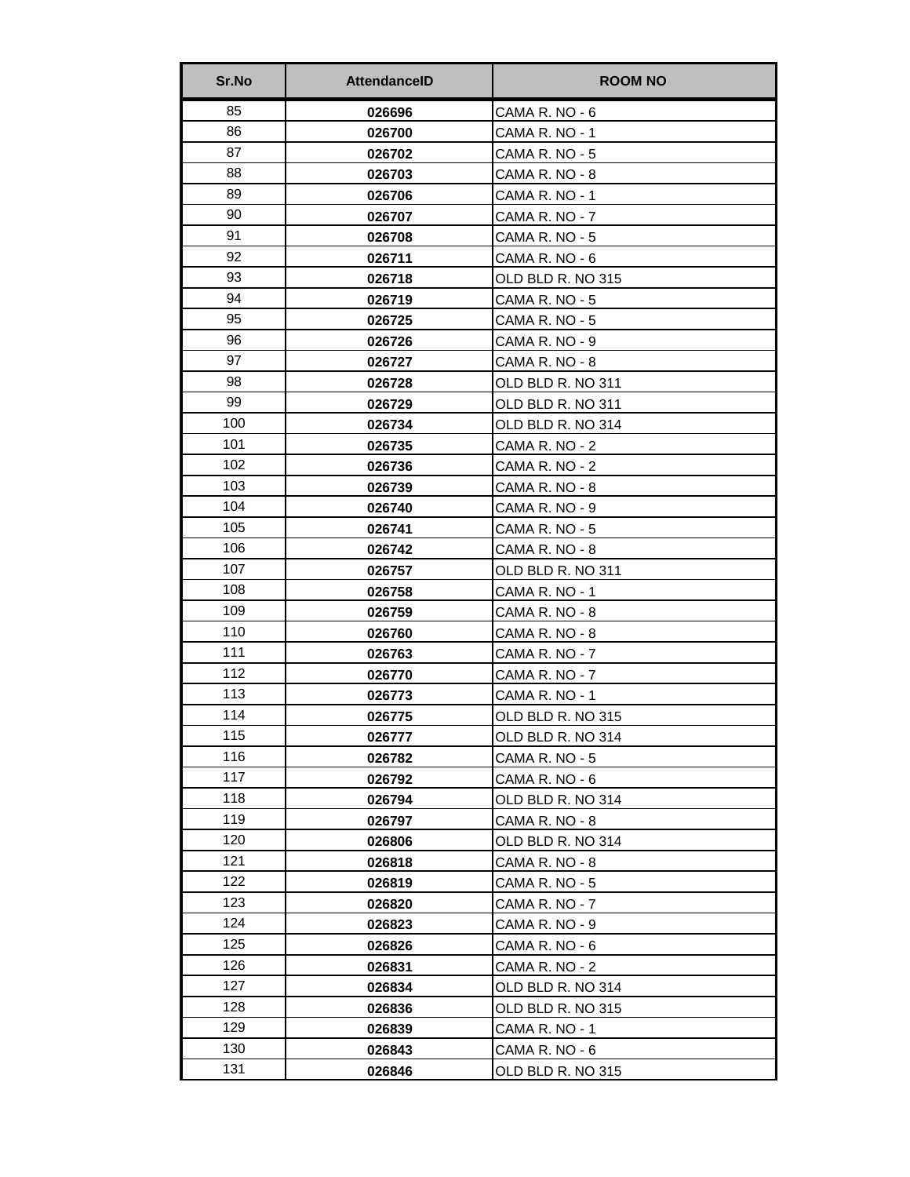| Sr.No | AttendanceID | ROOM NO |
|---|---|---|
| 85 | **026696** | CAMA R. NO - 6 |
| 86 | **026700** | CAMA R. NO - 1 |
| 87 | **026702** | CAMA R. NO - 5 |
| 88 | **026703** | CAMA R. NO - 8 |
| 89 | **026706** | CAMA R. NO - 1 |
| 90 | **026707** | CAMA R. NO - 7 |
| 91 | **026708** | CAMA R. NO - 5 |
| 92 | **026711** | CAMA R. NO - 6 |
| 93 | **026718** | OLD BLD R. NO 315 |
| 94 | **026719** | CAMA R. NO - 5 |
| 95 | **026725** | CAMA R. NO - 5 |
| 96 | **026726** | CAMA R. NO - 9 |
| 97 | **026727** | CAMA R. NO - 8 |
| 98 | **026728** | OLD BLD R. NO 311 |
| 99 | **026729** | OLD BLD R. NO 311 |
| 100 | **026734** | OLD BLD R. NO 314 |
| 101 | **026735** | CAMA R. NO - 2 |
| 102 | **026736** | CAMA R. NO - 2 |
| 103 | **026739** | CAMA R. NO - 8 |
| 104 | **026740** | CAMA R. NO - 9 |
| 105 | **026741** | CAMA R. NO - 5 |
| 106 | **026742** | CAMA R. NO - 8 |
| 107 | **026757** | OLD BLD R. NO 311 |
| 108 | **026758** | CAMA R. NO - 1 |
| 109 | **026759** | CAMA R. NO - 8 |
| 110 | **026760** | CAMA R. NO - 8 |
| 111 | **026763** | CAMA R. NO - 7 |
| 112 | **026770** | CAMA R. NO - 7 |
| 113 | **026773** | CAMA R. NO - 1 |
| 114 | **026775** | OLD BLD R. NO 315 |
| 115 | **026777** | OLD BLD R. NO 314 |
| 116 | **026782** | CAMA R. NO - 5 |
| 117 | **026792** | CAMA R. NO - 6 |
| 118 | **026794** | OLD BLD R. NO 314 |
| 119 | **026797** | CAMA R. NO - 8 |
| 120 | **026806** | OLD BLD R. NO 314 |
| 121 | **026818** | CAMA R. NO - 8 |
| 122 | **026819** | CAMA R. NO - 5 |
| 123 | **026820** | CAMA R. NO - 7 |
| 124 | **026823** | CAMA R. NO - 9 |
| 125 | **026826** | CAMA R. NO - 6 |
| 126 | **026831** | CAMA R. NO - 2 |
| 127 | **026834** | OLD BLD R. NO 314 |
| 128 | **026836** | OLD BLD R. NO 315 |
| 129 | **026839** | CAMA R. NO - 1 |
| 130 | **026843** | CAMA R. NO - 6 |
| 131 | **026846** | OLD BLD R. NO 315 |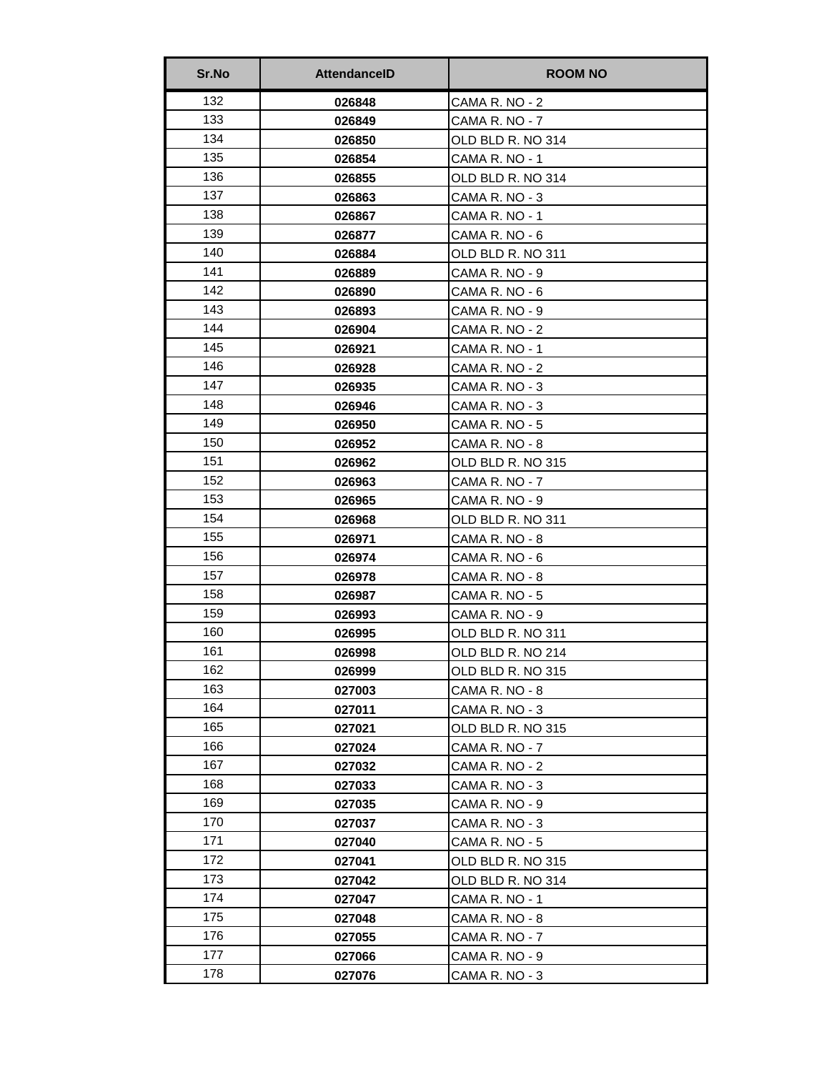| Sr.No | AttendanceID | ROOM NO |
|---|---|---|
| 132 | **026848** | CAMA R. NO - 2 |
| 133 | **026849** | CAMA R. NO - 7 |
| 134 | **026850** | OLD BLD R. NO 314 |
| 135 | **026854** | CAMA R. NO - 1 |
| 136 | **026855** | OLD BLD R. NO 314 |
| 137 | **026863** | CAMA R. NO - 3 |
| 138 | **026867** | CAMA R. NO - 1 |
| 139 | **026877** | CAMA R. NO - 6 |
| 140 | **026884** | OLD BLD R. NO 311 |
| 141 | **026889** | CAMA R. NO - 9 |
| 142 | **026890** | CAMA R. NO - 6 |
| 143 | **026893** | CAMA R. NO - 9 |
| 144 | **026904** | CAMA R. NO - 2 |
| 145 | **026921** | CAMA R. NO - 1 |
| 146 | **026928** | CAMA R. NO - 2 |
| 147 | **026935** | CAMA R. NO - 3 |
| 148 | **026946** | CAMA R. NO - 3 |
| 149 | **026950** | CAMA R. NO - 5 |
| 150 | **026952** | CAMA R. NO - 8 |
| 151 | **026962** | OLD BLD R. NO 315 |
| 152 | **026963** | CAMA R. NO - 7 |
| 153 | **026965** | CAMA R. NO - 9 |
| 154 | **026968** | OLD BLD R. NO 311 |
| 155 | **026971** | CAMA R. NO - 8 |
| 156 | **026974** | CAMA R. NO - 6 |
| 157 | **026978** | CAMA R. NO - 8 |
| 158 | **026987** | CAMA R. NO - 5 |
| 159 | **026993** | CAMA R. NO - 9 |
| 160 | **026995** | OLD BLD R. NO 311 |
| 161 | **026998** | OLD BLD R. NO 214 |
| 162 | **026999** | OLD BLD R. NO 315 |
| 163 | **027003** | CAMA R. NO - 8 |
| 164 | **027011** | CAMA R. NO - 3 |
| 165 | **027021** | OLD BLD R. NO 315 |
| 166 | **027024** | CAMA R. NO - 7 |
| 167 | **027032** | CAMA R. NO - 2 |
| 168 | **027033** | CAMA R. NO - 3 |
| 169 | **027035** | CAMA R. NO - 9 |
| 170 | **027037** | CAMA R. NO - 3 |
| 171 | **027040** | CAMA R. NO - 5 |
| 172 | **027041** | OLD BLD R. NO 315 |
| 173 | **027042** | OLD BLD R. NO 314 |
| 174 | **027047** | CAMA R. NO - 1 |
| 175 | **027048** | CAMA R. NO - 8 |
| 176 | **027055** | CAMA R. NO - 7 |
| 177 | **027066** | CAMA R. NO - 9 |
| 178 | **027076** | CAMA R. NO - 3 |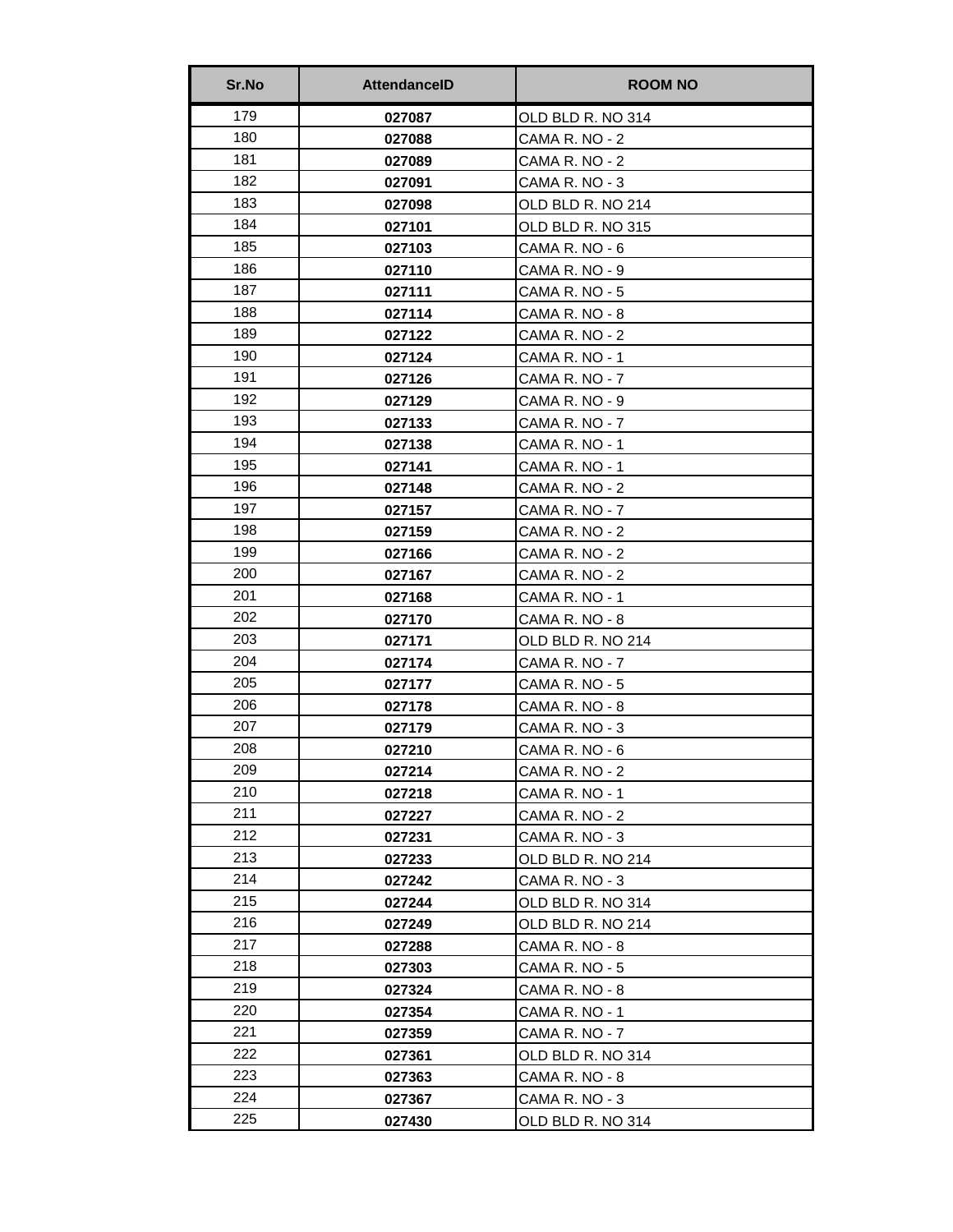| Sr.No | AttendanceID | ROOM NO |
| --- | --- | --- |
| 179 | **027087** | OLD BLD R. NO 314 |
| 180 | **027088** | CAMA R. NO - 2 |
| 181 | **027089** | CAMA R. NO - 2 |
| 182 | **027091** | CAMA R. NO - 3 |
| 183 | **027098** | OLD BLD R. NO 214 |
| 184 | **027101** | OLD BLD R. NO 315 |
| 185 | **027103** | CAMA R. NO - 6 |
| 186 | **027110** | CAMA R. NO - 9 |
| 187 | **027111** | CAMA R. NO - 5 |
| 188 | **027114** | CAMA R. NO - 8 |
| 189 | **027122** | CAMA R. NO - 2 |
| 190 | **027124** | CAMA R. NO - 1 |
| 191 | **027126** | CAMA R. NO - 7 |
| 192 | **027129** | CAMA R. NO - 9 |
| 193 | **027133** | CAMA R. NO - 7 |
| 194 | **027138** | CAMA R. NO - 1 |
| 195 | **027141** | CAMA R. NO - 1 |
| 196 | **027148** | CAMA R. NO - 2 |
| 197 | **027157** | CAMA R. NO - 7 |
| 198 | **027159** | CAMA R. NO - 2 |
| 199 | **027166** | CAMA R. NO - 2 |
| 200 | **027167** | CAMA R. NO - 2 |
| 201 | **027168** | CAMA R. NO - 1 |
| 202 | **027170** | CAMA R. NO - 8 |
| 203 | **027171** | OLD BLD R. NO 214 |
| 204 | **027174** | CAMA R. NO - 7 |
| 205 | **027177** | CAMA R. NO - 5 |
| 206 | **027178** | CAMA R. NO - 8 |
| 207 | **027179** | CAMA R. NO - 3 |
| 208 | **027210** | CAMA R. NO - 6 |
| 209 | **027214** | CAMA R. NO - 2 |
| 210 | **027218** | CAMA R. NO - 1 |
| 211 | **027227** | CAMA R. NO - 2 |
| 212 | **027231** | CAMA R. NO - 3 |
| 213 | **027233** | OLD BLD R. NO 214 |
| 214 | **027242** | CAMA R. NO - 3 |
| 215 | **027244** | OLD BLD R. NO 314 |
| 216 | **027249** | OLD BLD R. NO 214 |
| 217 | **027288** | CAMA R. NO - 8 |
| 218 | **027303** | CAMA R. NO - 5 |
| 219 | **027324** | CAMA R. NO - 8 |
| 220 | **027354** | CAMA R. NO - 1 |
| 221 | **027359** | CAMA R. NO - 7 |
| 222 | **027361** | OLD BLD R. NO 314 |
| 223 | **027363** | CAMA R. NO - 8 |
| 224 | **027367** | CAMA R. NO - 3 |
| 225 | **027430** | OLD BLD R. NO 314 |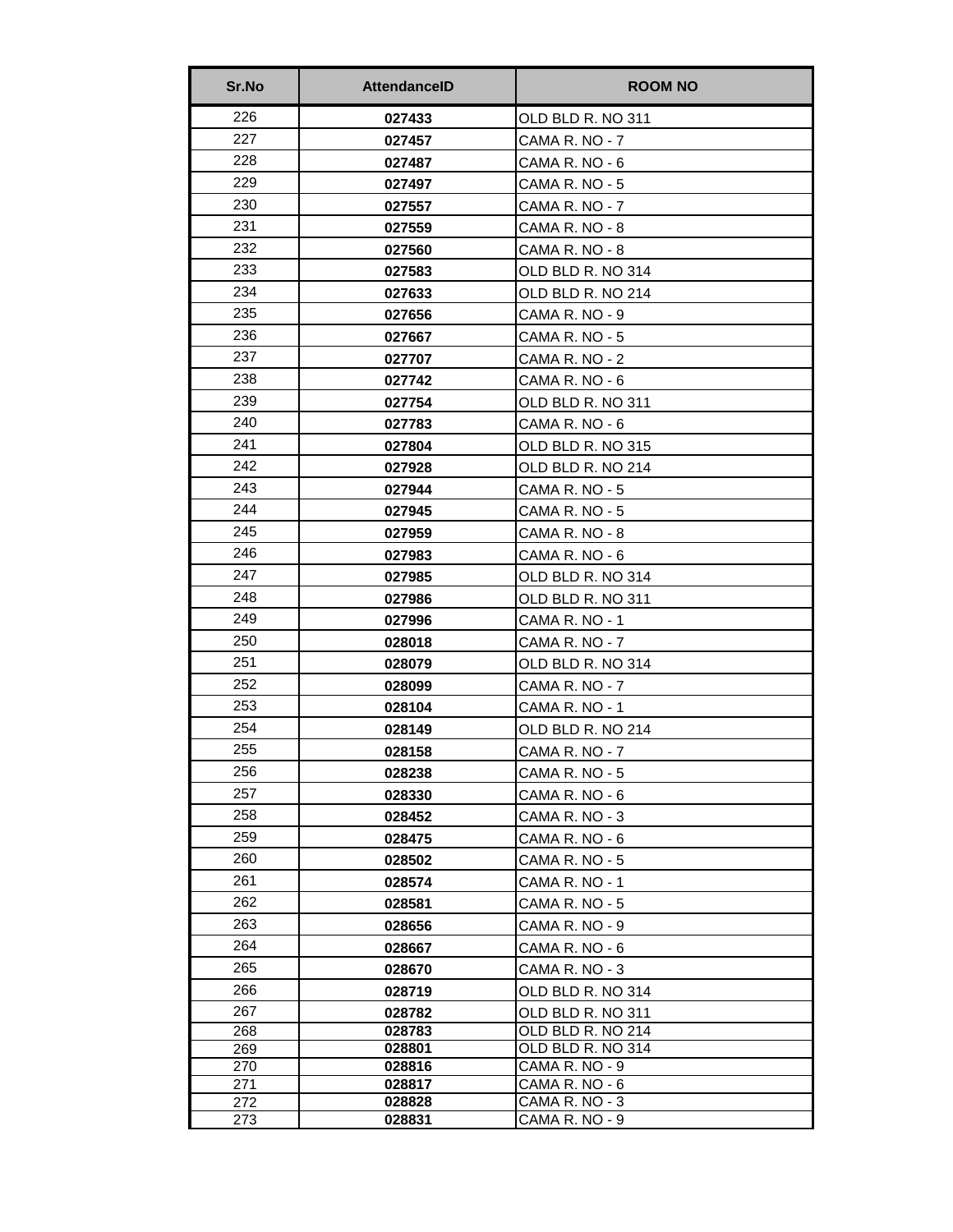| Sr.No | AttendanceID | ROOM NO |
|---|---|---|
| 226 | **027433** | OLD BLD R. NO 311 |
| 227 | **027457** | CAMA R. NO - 7 |
| 228 | **027487** | CAMA R. NO - 6 |
| 229 | **027497** | CAMA R. NO - 5 |
| 230 | **027557** | CAMA R. NO - 7 |
| 231 | **027559** | CAMA R. NO - 8 |
| 232 | **027560** | CAMA R. NO - 8 |
| 233 | **027583** | OLD BLD R. NO 314 |
| 234 | **027633** | OLD BLD R. NO 214 |
| 235 | **027656** | CAMA R. NO - 9 |
| 236 | **027667** | CAMA R. NO - 5 |
| 237 | **027707** | CAMA R. NO - 2 |
| 238 | **027742** | CAMA R. NO - 6 |
| 239 | **027754** | OLD BLD R. NO 311 |
| 240 | **027783** | CAMA R. NO - 6 |
| 241 | **027804** | OLD BLD R. NO 315 |
| 242 | **027928** | OLD BLD R. NO 214 |
| 243 | **027944** | CAMA R. NO - 5 |
| 244 | **027945** | CAMA R. NO - 5 |
| 245 | **027959** | CAMA R. NO - 8 |
| 246 | **027983** | CAMA R. NO - 6 |
| 247 | **027985** | OLD BLD R. NO 314 |
| 248 | **027986** | OLD BLD R. NO 311 |
| 249 | **027996** | CAMA R. NO - 1 |
| 250 | **028018** | CAMA R. NO - 7 |
| 251 | **028079** | OLD BLD R. NO 314 |
| 252 | **028099** | CAMA R. NO - 7 |
| 253 | **028104** | CAMA R. NO - 1 |
| 254 | **028149** | OLD BLD R. NO 214 |
| 255 | **028158** | CAMA R. NO - 7 |
| 256 | **028238** | CAMA R. NO - 5 |
| 257 | **028330** | CAMA R. NO - 6 |
| 258 | **028452** | CAMA R. NO - 3 |
| 259 | **028475** | CAMA R. NO - 6 |
| 260 | **028502** | CAMA R. NO - 5 |
| 261 | **028574** | CAMA R. NO - 1 |
| 262 | **028581** | CAMA R. NO - 5 |
| 263 | **028656** | CAMA R. NO - 9 |
| 264 | **028667** | CAMA R. NO - 6 |
| 265 | **028670** | CAMA R. NO - 3 |
| 266 | **028719** | OLD BLD R. NO 314 |
| 267 | **028782** | OLD BLD R. NO 311 |
| 268 | **028783** | OLD BLD R. NO 214 |
| 269 | **028801** | OLD BLD R. NO 314 |
| 270 | **028816** | CAMA R. NO - 9 |
| 271 | **028817** | CAMA R. NO - 6 |
| 272 | **028828** | CAMA R. NO - 3 |
| 273 | **028831** | CAMA R. NO - 9 |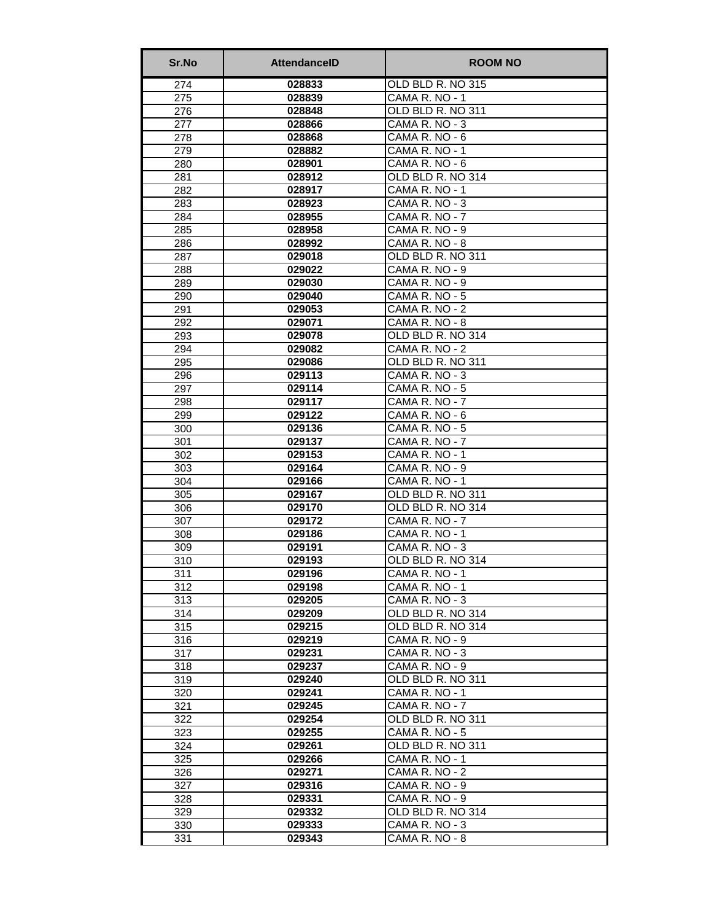| Sr.No | AttendanceID | ROOM NO |
|---|---|---|
| 274 | 028833 | OLD BLD R. NO 315 |
| 275 | 028839 | CAMA R. NO - 1 |
| 276 | 028848 | OLD BLD R. NO 311 |
| 277 | 028866 | CAMA R. NO - 3 |
| 278 | 028868 | CAMA R. NO - 6 |
| 279 | 028882 | CAMA R. NO - 1 |
| 280 | 028901 | CAMA R. NO - 6 |
| 281 | 028912 | OLD BLD R. NO 314 |
| 282 | 028917 | CAMA R. NO - 1 |
| 283 | 028923 | CAMA R. NO - 3 |
| 284 | 028955 | CAMA R. NO - 7 |
| 285 | 028958 | CAMA R. NO - 9 |
| 286 | 028992 | CAMA R. NO - 8 |
| 287 | 029018 | OLD BLD R. NO 311 |
| 288 | 029022 | CAMA R. NO - 9 |
| 289 | 029030 | CAMA R. NO - 9 |
| 290 | 029040 | CAMA R. NO - 5 |
| 291 | 029053 | CAMA R. NO - 2 |
| 292 | 029071 | CAMA R. NO - 8 |
| 293 | 029078 | OLD BLD R. NO 314 |
| 294 | 029082 | CAMA R. NO - 2 |
| 295 | 029086 | OLD BLD R. NO 311 |
| 296 | 029113 | CAMA R. NO - 3 |
| 297 | 029114 | CAMA R. NO - 5 |
| 298 | 029117 | CAMA R. NO - 7 |
| 299 | 029122 | CAMA R. NO - 6 |
| 300 | 029136 | CAMA R. NO - 5 |
| 301 | 029137 | CAMA R. NO - 7 |
| 302 | 029153 | CAMA R. NO - 1 |
| 303 | 029164 | CAMA R. NO - 9 |
| 304 | 029166 | CAMA R. NO - 1 |
| 305 | 029167 | OLD BLD R. NO 311 |
| 306 | 029170 | OLD BLD R. NO 314 |
| 307 | 029172 | CAMA R. NO - 7 |
| 308 | 029186 | CAMA R. NO - 1 |
| 309 | 029191 | CAMA R. NO - 3 |
| 310 | 029193 | OLD BLD R. NO 314 |
| 311 | 029196 | CAMA R. NO - 1 |
| 312 | 029198 | CAMA R. NO - 1 |
| 313 | 029205 | CAMA R. NO - 3 |
| 314 | 029209 | OLD BLD R. NO 314 |
| 315 | 029215 | OLD BLD R. NO 314 |
| 316 | 029219 | CAMA R. NO - 9 |
| 317 | 029231 | CAMA R. NO - 3 |
| 318 | 029237 | CAMA R. NO - 9 |
| 319 | 029240 | OLD BLD R. NO 311 |
| 320 | 029241 | CAMA R. NO - 1 |
| 321 | 029245 | CAMA R. NO - 7 |
| 322 | 029254 | OLD BLD R. NO 311 |
| 323 | 029255 | CAMA R. NO - 5 |
| 324 | 029261 | OLD BLD R. NO 311 |
| 325 | 029266 | CAMA R. NO - 1 |
| 326 | 029271 | CAMA R. NO - 2 |
| 327 | 029316 | CAMA R. NO - 9 |
| 328 | 029331 | CAMA R. NO - 9 |
| 329 | 029332 | OLD BLD R. NO 314 |
| 330 | 029333 | CAMA R. NO - 3 |
| 331 | 029343 | CAMA R. NO - 8 |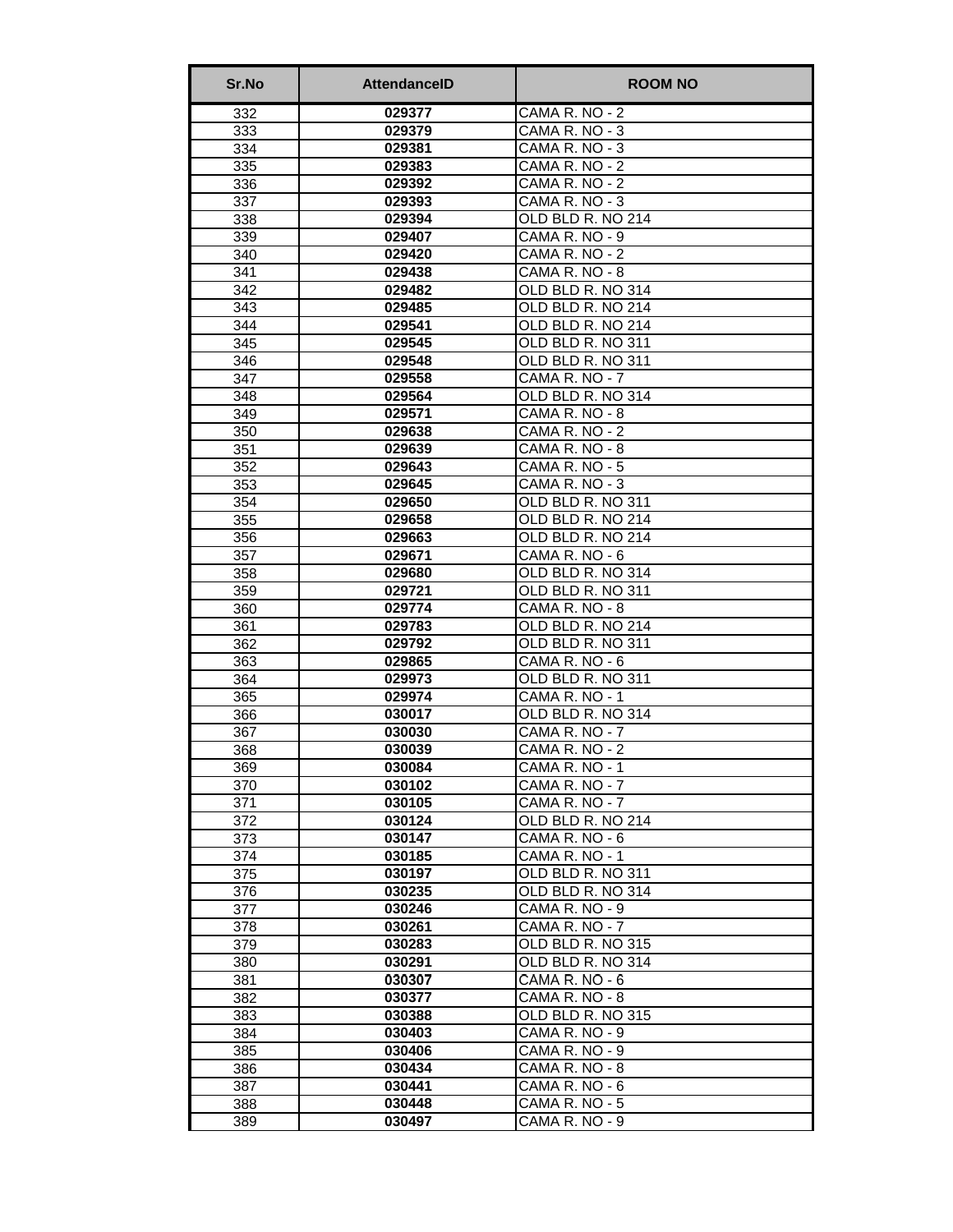| Sr.No | AttendanceID | ROOM NO |
| --- | --- | --- |
| 332 | **029377** | CAMA R. NO - 2 |
| 333 | **029379** | CAMA R. NO - 3 |
| 334 | **029381** | CAMA R. NO - 3 |
| 335 | **029383** | CAMA R. NO - 2 |
| 336 | **029392** | CAMA R. NO - 2 |
| 337 | **029393** | CAMA R. NO - 3 |
| 338 | **029394** | OLD BLD R. NO 214 |
| 339 | **029407** | CAMA R. NO - 9 |
| 340 | **029420** | CAMA R. NO - 2 |
| 341 | **029438** | CAMA R. NO - 8 |
| 342 | **029482** | OLD BLD R. NO 314 |
| 343 | **029485** | OLD BLD R. NO 214 |
| 344 | **029541** | OLD BLD R. NO 214 |
| 345 | **029545** | OLD BLD R. NO 311 |
| 346 | **029548** | OLD BLD R. NO 311 |
| 347 | **029558** | CAMA R. NO - 7 |
| 348 | **029564** | OLD BLD R. NO 314 |
| 349 | **029571** | CAMA R. NO - 8 |
| 350 | **029638** | CAMA R. NO - 2 |
| 351 | **029639** | CAMA R. NO - 8 |
| 352 | **029643** | CAMA R. NO - 5 |
| 353 | **029645** | CAMA R. NO - 3 |
| 354 | **029650** | OLD BLD R. NO 311 |
| 355 | **029658** | OLD BLD R. NO 214 |
| 356 | **029663** | OLD BLD R. NO 214 |
| 357 | **029671** | CAMA R. NO - 6 |
| 358 | **029680** | OLD BLD R. NO 314 |
| 359 | **029721** | OLD BLD R. NO 311 |
| 360 | **029774** | CAMA R. NO - 8 |
| 361 | **029783** | OLD BLD R. NO 214 |
| 362 | **029792** | OLD BLD R. NO 311 |
| 363 | **029865** | CAMA R. NO - 6 |
| 364 | **029973** | OLD BLD R. NO 311 |
| 365 | **029974** | CAMA R. NO - 1 |
| 366 | **030017** | OLD BLD R. NO 314 |
| 367 | **030030** | CAMA R. NO - 7 |
| 368 | **030039** | CAMA R. NO - 2 |
| 369 | **030084** | CAMA R. NO - 1 |
| 370 | **030102** | CAMA R. NO - 7 |
| 371 | **030105** | CAMA R. NO - 7 |
| 372 | **030124** | OLD BLD R. NO 214 |
| 373 | **030147** | CAMA R. NO - 6 |
| 374 | **030185** | CAMA R. NO - 1 |
| 375 | **030197** | OLD BLD R. NO 311 |
| 376 | **030235** | OLD BLD R. NO 314 |
| 377 | **030246** | CAMA R. NO - 9 |
| 378 | **030261** | CAMA R. NO - 7 |
| 379 | **030283** | OLD BLD R. NO 315 |
| 380 | **030291** | OLD BLD R. NO 314 |
| 381 | **030307** | CAMA R. NO - 6 |
| 382 | **030377** | CAMA R. NO - 8 |
| 383 | **030388** | OLD BLD R. NO 315 |
| 384 | **030403** | CAMA R. NO - 9 |
| 385 | **030406** | CAMA R. NO - 9 |
| 386 | **030434** | CAMA R. NO - 8 |
| 387 | **030441** | CAMA R. NO - 6 |
| 388 | **030448** | CAMA R. NO - 5 |
| 389 | **030497** | CAMA R. NO - 9 |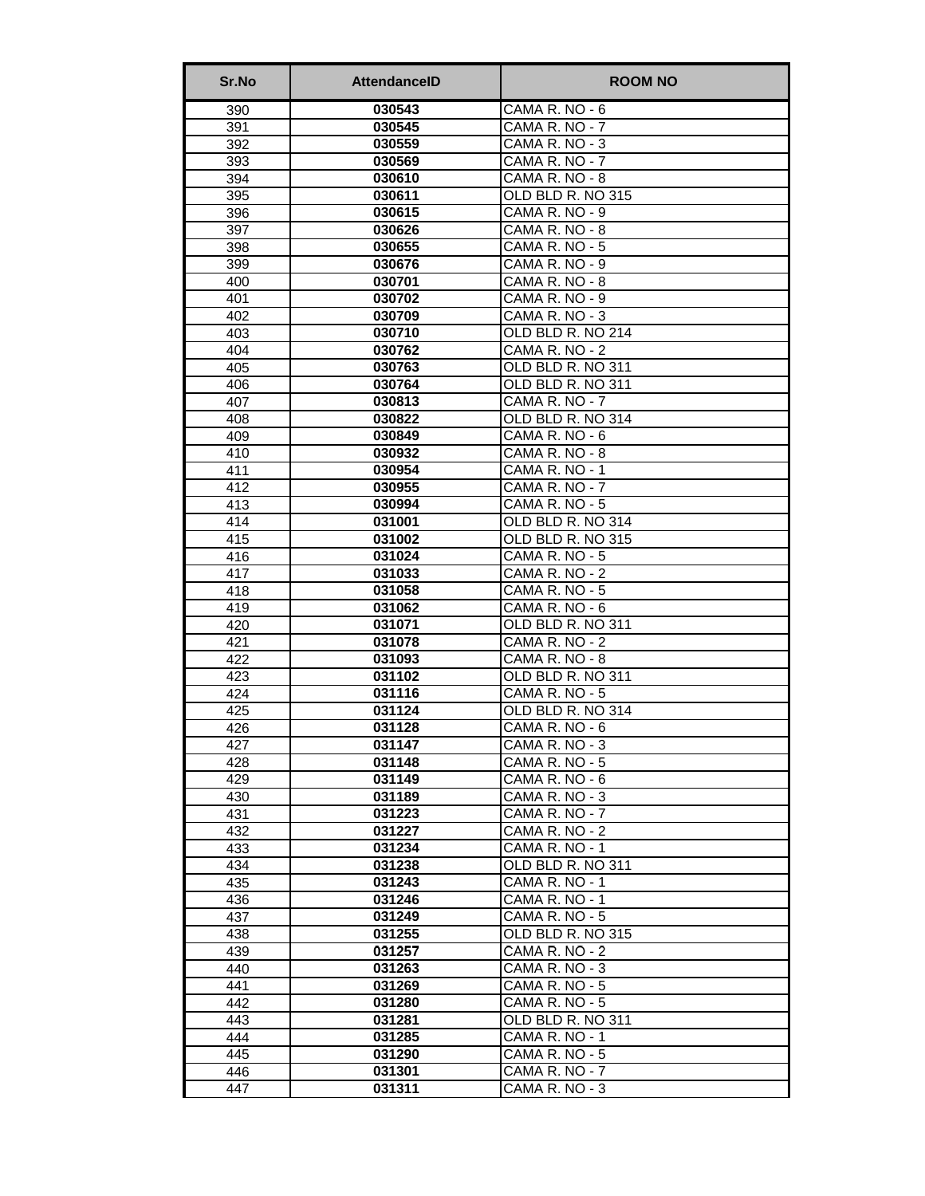| Sr.No | AttendanceID | ROOM NO |
|---|---|---|
| 390 | **030543** | CAMA R. NO - 6 |
| 391 | **030545** | CAMA R. NO - 7 |
| 392 | **030559** | CAMA R. NO - 3 |
| 393 | **030569** | CAMA R. NO - 7 |
| 394 | **030610** | CAMA R. NO - 8 |
| 395 | **030611** | OLD BLD R. NO 315 |
| 396 | **030615** | CAMA R. NO - 9 |
| 397 | **030626** | CAMA R. NO - 8 |
| 398 | **030655** | CAMA R. NO - 5 |
| 399 | **030676** | CAMA R. NO - 9 |
| 400 | **030701** | CAMA R. NO - 8 |
| 401 | **030702** | CAMA R. NO - 9 |
| 402 | **030709** | CAMA R. NO - 3 |
| 403 | **030710** | OLD BLD R. NO 214 |
| 404 | **030762** | CAMA R. NO - 2 |
| 405 | **030763** | OLD BLD R. NO 311 |
| 406 | **030764** | OLD BLD R. NO 311 |
| 407 | **030813** | CAMA R. NO - 7 |
| 408 | **030822** | OLD BLD R. NO 314 |
| 409 | **030849** | CAMA R. NO - 6 |
| 410 | **030932** | CAMA R. NO - 8 |
| 411 | **030954** | CAMA R. NO - 1 |
| 412 | **030955** | CAMA R. NO - 7 |
| 413 | **030994** | CAMA R. NO - 5 |
| 414 | **031001** | OLD BLD R. NO 314 |
| 415 | **031002** | OLD BLD R. NO 315 |
| 416 | **031024** | CAMA R. NO - 5 |
| 417 | **031033** | CAMA R. NO - 2 |
| 418 | **031058** | CAMA R. NO - 5 |
| 419 | **031062** | CAMA R. NO - 6 |
| 420 | **031071** | OLD BLD R. NO 311 |
| 421 | **031078** | CAMA R. NO - 2 |
| 422 | **031093** | CAMA R. NO - 8 |
| 423 | **031102** | OLD BLD R. NO 311 |
| 424 | **031116** | CAMA R. NO - 5 |
| 425 | **031124** | OLD BLD R. NO 314 |
| 426 | **031128** | CAMA R. NO - 6 |
| 427 | **031147** | CAMA R. NO - 3 |
| 428 | **031148** | CAMA R. NO - 5 |
| 429 | **031149** | CAMA R. NO - 6 |
| 430 | **031189** | CAMA R. NO - 3 |
| 431 | **031223** | CAMA R. NO - 7 |
| 432 | **031227** | CAMA R. NO - 2 |
| 433 | **031234** | CAMA R. NO - 1 |
| 434 | **031238** | OLD BLD R. NO 311 |
| 435 | **031243** | CAMA R. NO - 1 |
| 436 | **031246** | CAMA R. NO - 1 |
| 437 | **031249** | CAMA R. NO - 5 |
| 438 | **031255** | OLD BLD R. NO 315 |
| 439 | **031257** | CAMA R. NO - 2 |
| 440 | **031263** | CAMA R. NO - 3 |
| 441 | **031269** | CAMA R. NO - 5 |
| 442 | **031280** | CAMA R. NO - 5 |
| 443 | **031281** | OLD BLD R. NO 311 |
| 444 | **031285** | CAMA R. NO - 1 |
| 445 | **031290** | CAMA R. NO - 5 |
| 446 | **031301** | CAMA R. NO - 7 |
| 447 | **031311** | CAMA R. NO - 3 |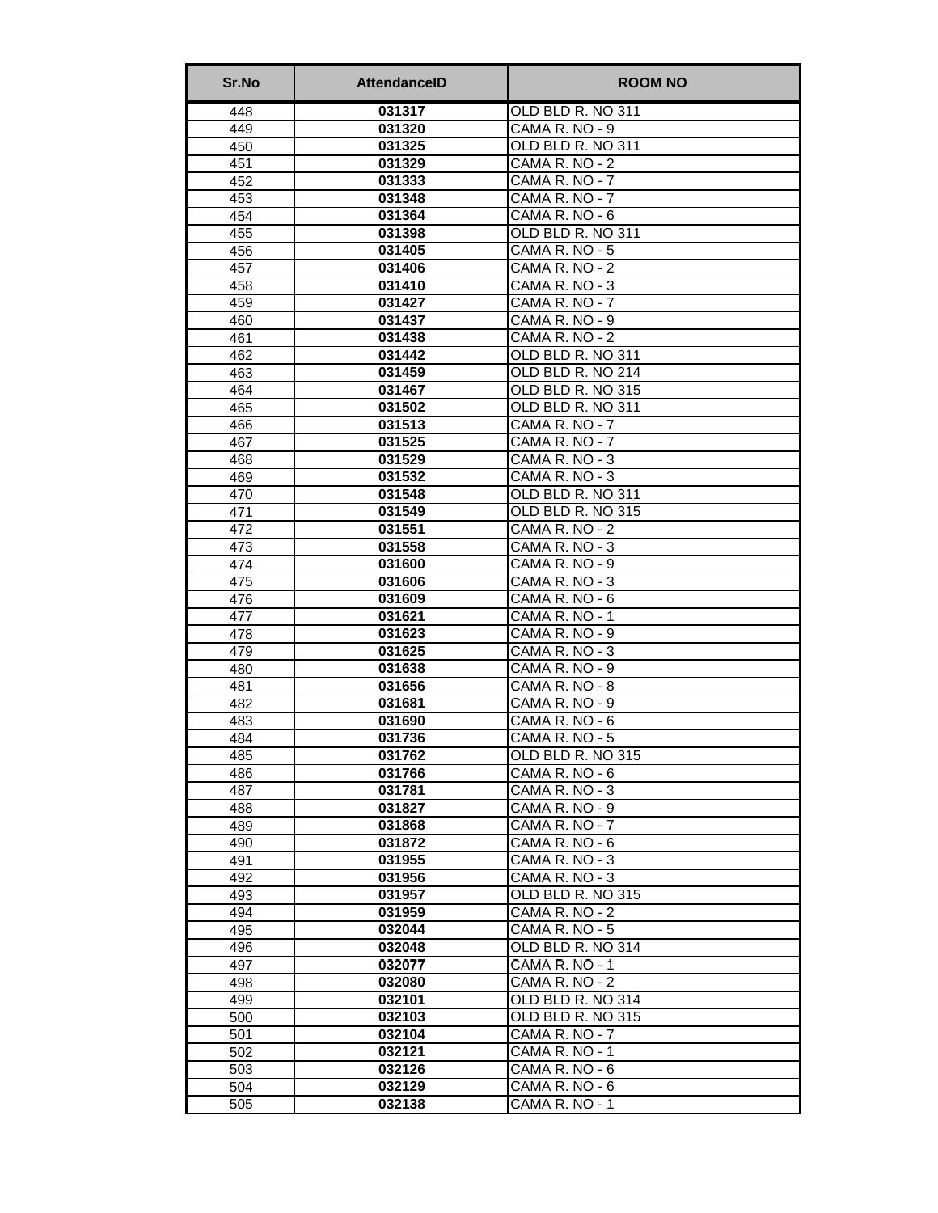| Sr.No | AttendanceID | ROOM NO |
|---|---|---|
| 448 | **031317** | OLD BLD R. NO 311 |
| 449 | **031320** | CAMA R. NO - 9 |
| 450 | **031325** | OLD BLD R. NO 311 |
| 451 | **031329** | CAMA R. NO - 2 |
| 452 | **031333** | CAMA R. NO - 7 |
| 453 | **031348** | CAMA R. NO - 7 |
| 454 | **031364** | CAMA R. NO - 6 |
| 455 | **031398** | OLD BLD R. NO 311 |
| 456 | **031405** | CAMA R. NO - 5 |
| 457 | **031406** | CAMA R. NO - 2 |
| 458 | **031410** | CAMA R. NO - 3 |
| 459 | **031427** | CAMA R. NO - 7 |
| 460 | **031437** | CAMA R. NO - 9 |
| 461 | **031438** | CAMA R. NO - 2 |
| 462 | **031442** | OLD BLD R. NO 311 |
| 463 | **031459** | OLD BLD R. NO 214 |
| 464 | **031467** | OLD BLD R. NO 315 |
| 465 | **031502** | OLD BLD R. NO 311 |
| 466 | **031513** | CAMA R. NO - 7 |
| 467 | **031525** | CAMA R. NO - 7 |
| 468 | **031529** | CAMA R. NO - 3 |
| 469 | **031532** | CAMA R. NO - 3 |
| 470 | **031548** | OLD BLD R. NO 311 |
| 471 | **031549** | OLD BLD R. NO 315 |
| 472 | **031551** | CAMA R. NO - 2 |
| 473 | **031558** | CAMA R. NO - 3 |
| 474 | **031600** | CAMA R. NO - 9 |
| 475 | **031606** | CAMA R. NO - 3 |
| 476 | **031609** | CAMA R. NO - 6 |
| 477 | **031621** | CAMA R. NO - 1 |
| 478 | **031623** | CAMA R. NO - 9 |
| 479 | **031625** | CAMA R. NO - 3 |
| 480 | **031638** | CAMA R. NO - 9 |
| 481 | **031656** | CAMA R. NO - 8 |
| 482 | **031681** | CAMA R. NO - 9 |
| 483 | **031690** | CAMA R. NO - 6 |
| 484 | **031736** | CAMA R. NO - 5 |
| 485 | **031762** | OLD BLD R. NO 315 |
| 486 | **031766** | CAMA R. NO - 6 |
| 487 | **031781** | CAMA R. NO - 3 |
| 488 | **031827** | CAMA R. NO - 9 |
| 489 | **031868** | CAMA R. NO - 7 |
| 490 | **031872** | CAMA R. NO - 6 |
| 491 | **031955** | CAMA R. NO - 3 |
| 492 | **031956** | CAMA R. NO - 3 |
| 493 | **031957** | OLD BLD R. NO 315 |
| 494 | **031959** | CAMA R. NO - 2 |
| 495 | **032044** | CAMA R. NO - 5 |
| 496 | **032048** | OLD BLD R. NO 314 |
| 497 | **032077** | CAMA R. NO - 1 |
| 498 | **032080** | CAMA R. NO - 2 |
| 499 | **032101** | OLD BLD R. NO 314 |
| 500 | **032103** | OLD BLD R. NO 315 |
| 501 | **032104** | CAMA R. NO - 7 |
| 502 | **032121** | CAMA R. NO - 1 |
| 503 | **032126** | CAMA R. NO - 6 |
| 504 | **032129** | CAMA R. NO - 6 |
| 505 | **032138** | CAMA R. NO - 1 |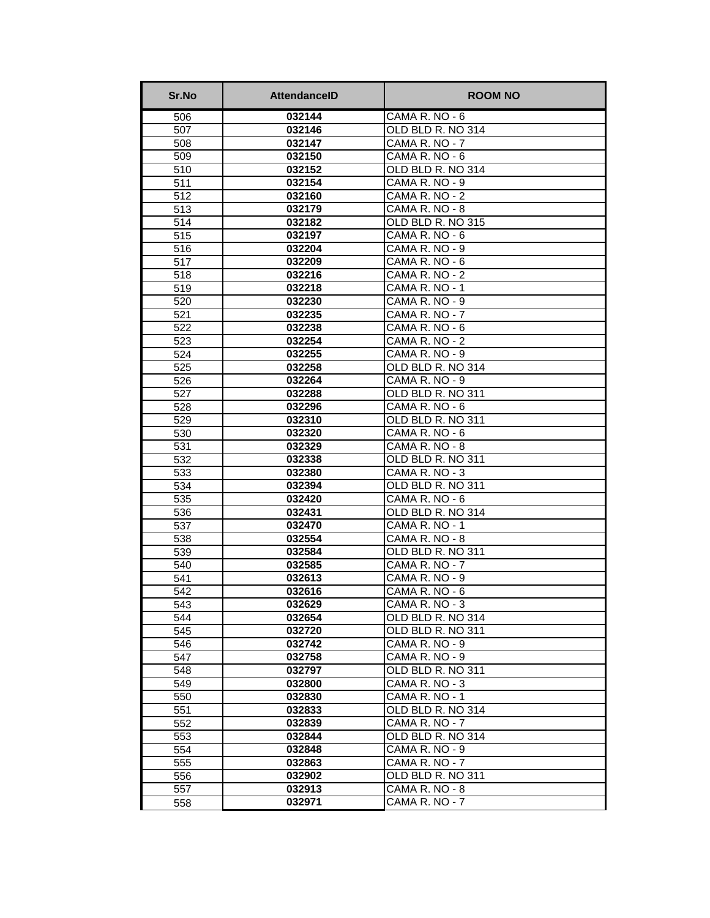| Sr.No | AttendanceID | ROOM NO |
|---|---|---|
| 506 | **032144** | CAMA R. NO - 6 |
| 507 | **032146** | OLD BLD R. NO 314 |
| 508 | **032147** | CAMA R. NO - 7 |
| 509 | **032150** | CAMA R. NO - 6 |
| 510 | **032152** | OLD BLD R. NO 314 |
| 511 | **032154** | CAMA R. NO - 9 |
| 512 | **032160** | CAMA R. NO - 2 |
| 513 | **032179** | CAMA R. NO - 8 |
| 514 | **032182** | OLD BLD R. NO 315 |
| 515 | **032197** | CAMA R. NO - 6 |
| 516 | **032204** | CAMA R. NO - 9 |
| 517 | **032209** | CAMA R. NO - 6 |
| 518 | **032216** | CAMA R. NO - 2 |
| 519 | **032218** | CAMA R. NO - 1 |
| 520 | **032230** | CAMA R. NO - 9 |
| 521 | **032235** | CAMA R. NO - 7 |
| 522 | **032238** | CAMA R. NO - 6 |
| 523 | **032254** | CAMA R. NO - 2 |
| 524 | **032255** | CAMA R. NO - 9 |
| 525 | **032258** | OLD BLD R. NO 314 |
| 526 | **032264** | CAMA R. NO - 9 |
| 527 | **032288** | OLD BLD R. NO 311 |
| 528 | **032296** | CAMA R. NO - 6 |
| 529 | **032310** | OLD BLD R. NO 311 |
| 530 | **032320** | CAMA R. NO - 6 |
| 531 | **032329** | CAMA R. NO - 8 |
| 532 | **032338** | OLD BLD R. NO 311 |
| 533 | **032380** | CAMA R. NO - 3 |
| 534 | **032394** | OLD BLD R. NO 311 |
| 535 | **032420** | CAMA R. NO - 6 |
| 536 | **032431** | OLD BLD R. NO 314 |
| 537 | **032470** | CAMA R. NO - 1 |
| 538 | **032554** | CAMA R. NO - 8 |
| 539 | **032584** | OLD BLD R. NO 311 |
| 540 | **032585** | CAMA R. NO - 7 |
| 541 | **032613** | CAMA R. NO - 9 |
| 542 | **032616** | CAMA R. NO - 6 |
| 543 | **032629** | CAMA R. NO - 3 |
| 544 | **032654** | OLD BLD R. NO 314 |
| 545 | **032720** | OLD BLD R. NO 311 |
| 546 | **032742** | CAMA R. NO - 9 |
| 547 | **032758** | CAMA R. NO - 9 |
| 548 | **032797** | OLD BLD R. NO 311 |
| 549 | **032800** | CAMA R. NO - 3 |
| 550 | **032830** | CAMA R. NO - 1 |
| 551 | **032833** | OLD BLD R. NO 314 |
| 552 | **032839** | CAMA R. NO - 7 |
| 553 | **032844** | OLD BLD R. NO 314 |
| 554 | **032848** | CAMA R. NO - 9 |
| 555 | **032863** | CAMA R. NO - 7 |
| 556 | **032902** | OLD BLD R. NO 311 |
| 557 | **032913** | CAMA R. NO - 8 |
| 558 | **032971** | CAMA R. NO - 7 |